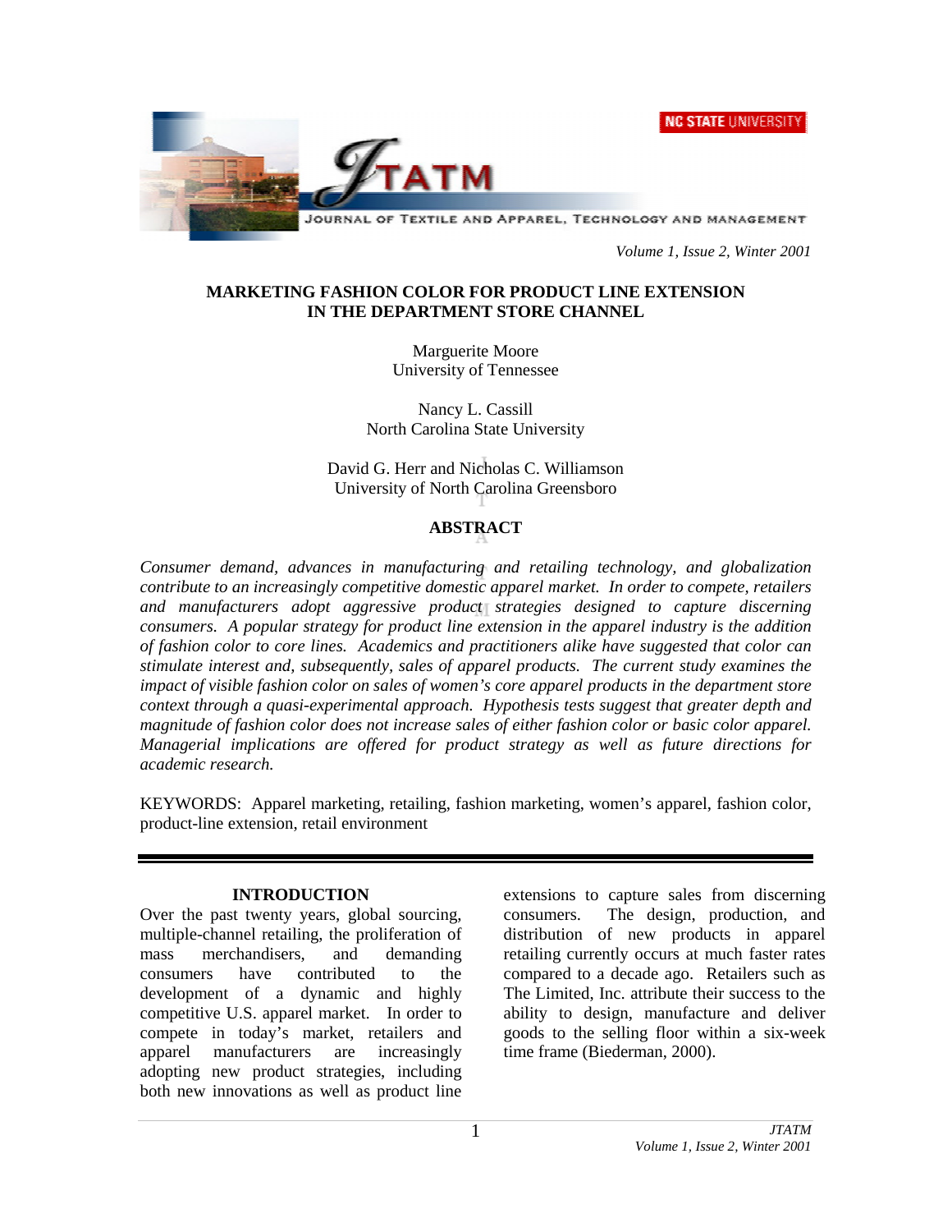# MARKETING FASHION COLOR FOR PRODUCT LINE EXTENSION IN THE DEPARTMENT STORE CHANNEL

Marguerite Moore
University of Tennessee

Nancy L. Cassill
North Carolina State University

David G. Herr and Nicholas C. Williamson
University of North Carolina Greensboro

## ABSTRACT

*Consumer demand, advances in manufacturing and retailing technology, and globalization contribute to an increasingly competitive domestic apparel market. In order to compete, retailers and manufacturers adopt aggressive product strategies designed to capture discerning consumers. A popular strategy for product line extension in the apparel industry is the addition of fashion color to core lines. Academics and practitioners alike have suggested that color can stimulate interest and, subsequently, sales of apparel products. The current study examines the impact of visible fashion color on sales of women's core apparel products in the department store context through a quasi-experimental approach. Hypothesis tests suggest that greater depth and magnitude of fashion color does not increase sales of either fashion color or basic color apparel. Managerial implications are offered for product strategy as well as future directions for academic research.*

KEYWORDS: Apparel marketing, retailing, fashion marketing, women's apparel, fashion color, product-line extension, retail environment

## INTRODUCTION

Over the past twenty years, global sourcing, multiple-channel retailing, the proliferation of mass merchandisers, and demanding consumers have contributed to the development of a dynamic and highly competitive U.S. apparel market. In order to compete in today's market, retailers and apparel manufacturers are increasingly adopting new product strategies, including both new innovations as well as product line extensions to capture sales from discerning consumers. The design, production, and distribution of new products in apparel retailing currently occurs at much faster rates compared to a decade ago. Retailers such as The Limited, Inc. attribute their success to the ability to design, manufacture and deliver goods to the selling floor within a six-week time frame (Biederman, 2000).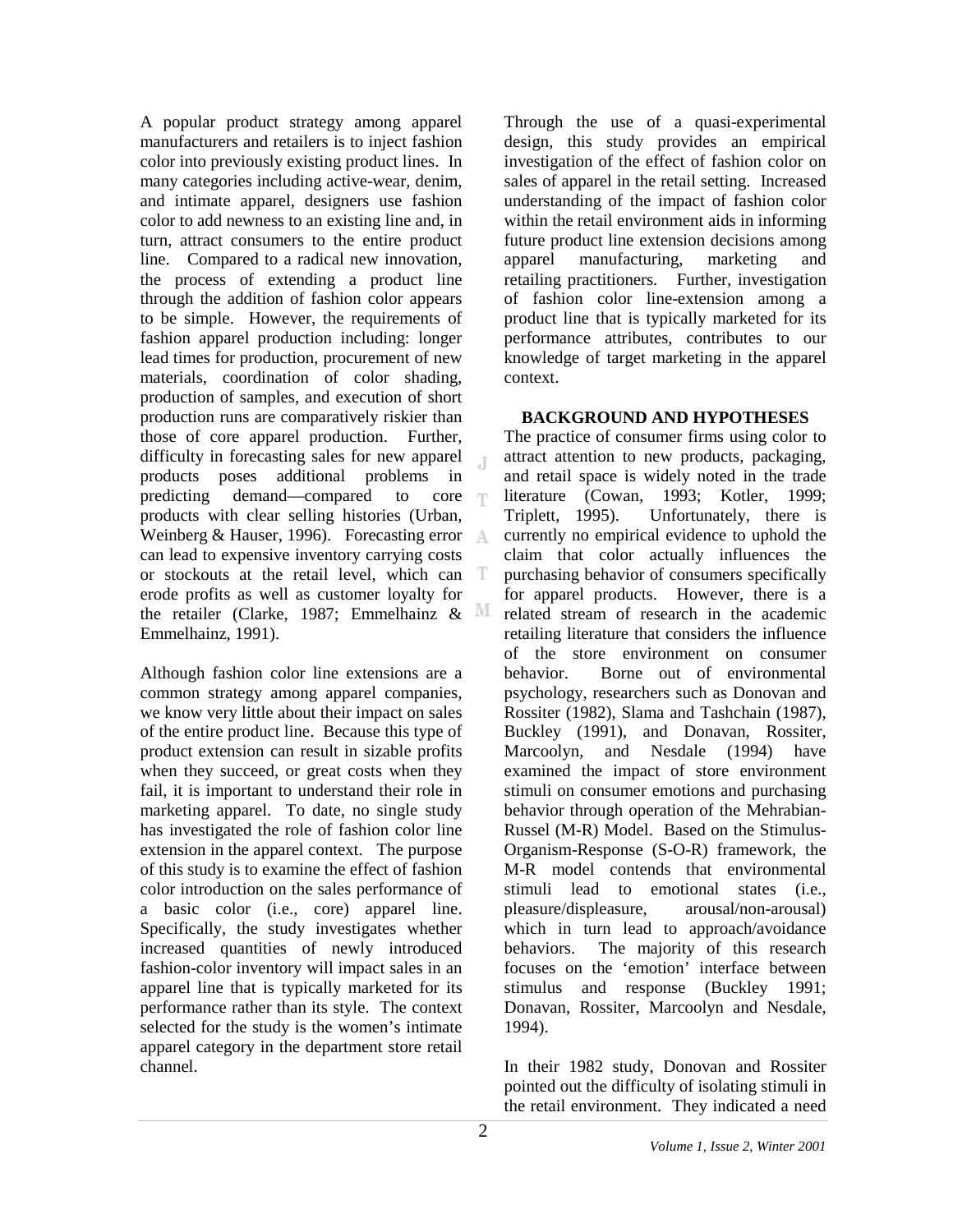A popular product strategy among apparel manufacturers and retailers is to inject fashion color into previously existing product lines. In many categories including active-wear, denim, and intimate apparel, designers use fashion color to add newness to an existing line and, in turn, attract consumers to the entire product line. Compared to a radical new innovation, the process of extending a product line through the addition of fashion color appears to be simple. However, the requirements of fashion apparel production including: longer lead times for production, procurement of new materials, coordination of color shading, production of samples, and execution of short production runs are comparatively riskier than those of core apparel production. Further, difficulty in forecasting sales for new apparel products poses additional problems in predicting demand—compared to core products with clear selling histories (Urban, Weinberg & Hauser, 1996). Forecasting error can lead to expensive inventory carrying costs or stockouts at the retail level, which can erode profits as well as customer loyalty for the retailer (Clarke, 1987; Emmelhainz & Emmelhainz, 1991).

Although fashion color line extensions are a common strategy among apparel companies, we know very little about their impact on sales of the entire product line. Because this type of product extension can result in sizable profits when they succeed, or great costs when they fail, it is important to understand their role in marketing apparel. To date, no single study has investigated the role of fashion color line extension in the apparel context. The purpose of this study is to examine the effect of fashion color introduction on the sales performance of a basic color (i.e., core) apparel line. Specifically, the study investigates whether increased quantities of newly introduced fashion-color inventory will impact sales in an apparel line that is typically marketed for its performance rather than its style. The context selected for the study is the women's intimate apparel category in the department store retail channel.

Through the use of a quasi-experimental design, this study provides an empirical investigation of the effect of fashion color on sales of apparel in the retail setting. Increased understanding of the impact of fashion color within the retail environment aids in informing future product line extension decisions among apparel manufacturing, marketing and retailing practitioners. Further, investigation of fashion color line-extension among a product line that is typically marketed for its performance attributes, contributes to our knowledge of target marketing in the apparel context.

## BACKGROUND AND HYPOTHESES

The practice of consumer firms using color to attract attention to new products, packaging, and retail space is widely noted in the trade literature (Cowan, 1993; Kotler, 1999; Triplett, 1995). Unfortunately, there is currently no empirical evidence to uphold the claim that color actually influences the purchasing behavior of consumers specifically for apparel products. However, there is a related stream of research in the academic retailing literature that considers the influence of the store environment on consumer behavior. Borne out of environmental psychology, researchers such as Donovan and Rossiter (1982), Slama and Tashchain (1987), Buckley (1991), and Donavan, Rossiter, Marcoolyn, and Nesdale (1994) have examined the impact of store environment stimuli on consumer emotions and purchasing behavior through operation of the Mehrabian-Russel (M-R) Model. Based on the Stimulus-Organism-Response (S-O-R) framework, the M-R model contends that environmental stimuli lead to emotional states (i.e., pleasure/displeasure, arousal/non-arousal) which in turn lead to approach/avoidance behaviors. The majority of this research focuses on the 'emotion' interface between stimulus and response (Buckley 1991; Donavan, Rossiter, Marcoolyn and Nesdale, 1994).

In their 1982 study, Donovan and Rossiter pointed out the difficulty of isolating stimuli in the retail environment. They indicated a need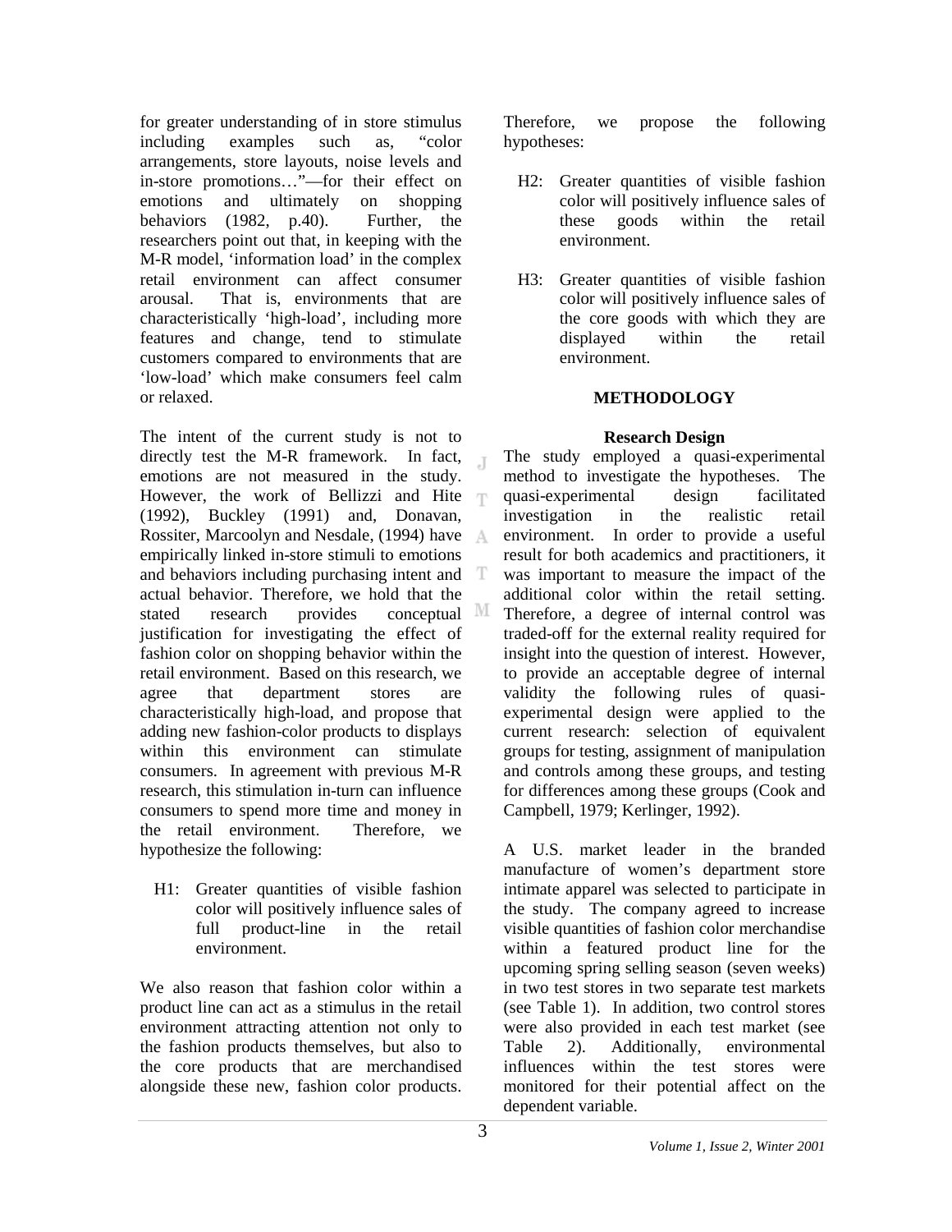for greater understanding of in store stimulus including examples such as, "color arrangements, store layouts, noise levels and in-store promotions…"—for their effect on emotions and ultimately on shopping behaviors (1982, p.40). Further, the researchers point out that, in keeping with the M-R model, 'information load' in the complex retail environment can affect consumer arousal. That is, environments that are characteristically 'high-load', including more features and change, tend to stimulate customers compared to environments that are 'low-load' which make consumers feel calm or relaxed.

The intent of the current study is not to directly test the M-R framework. In fact, emotions are not measured in the study. However, the work of Bellizzi and Hite (1992), Buckley (1991) and, Donavan, Rossiter, Marcoolyn and Nesdale, (1994) have empirically linked in-store stimuli to emotions and behaviors including purchasing intent and actual behavior. Therefore, we hold that the stated research provides conceptual justification for investigating the effect of fashion color on shopping behavior within the retail environment. Based on this research, we agree that department stores are characteristically high-load, and propose that adding new fashion-color products to displays within this environment can stimulate consumers. In agreement with previous M-R research, this stimulation in-turn can influence consumers to spend more time and money in the retail environment. Therefore, we hypothesize the following:

H1: Greater quantities of visible fashion color will positively influence sales of full product-line in the retail environment.

We also reason that fashion color within a product line can act as a stimulus in the retail environment attracting attention not only to the fashion products themselves, but also to the core products that are merchandised alongside these new, fashion color products. Therefore, we propose the following hypotheses:

H2: Greater quantities of visible fashion color will positively influence sales of these goods within the retail environment.

H3: Greater quantities of visible fashion color will positively influence sales of the core goods with which they are displayed within the retail environment.

## METHODOLOGY

### Research Design

The study employed a quasi-experimental method to investigate the hypotheses. The quasi-experimental design facilitated investigation in the realistic retail environment. In order to provide a useful result for both academics and practitioners, it was important to measure the impact of the additional color within the retail setting. Therefore, a degree of internal control was traded-off for the external reality required for insight into the question of interest. However, to provide an acceptable degree of internal validity the following rules of quasi-experimental design were applied to the current research: selection of equivalent groups for testing, assignment of manipulation and controls among these groups, and testing for differences among these groups (Cook and Campbell, 1979; Kerlinger, 1992).

A U.S. market leader in the branded manufacture of women's department store intimate apparel was selected to participate in the study. The company agreed to increase visible quantities of fashion color merchandise within a featured product line for the upcoming spring selling season (seven weeks) in two test stores in two separate test markets (see Table 1). In addition, two control stores were also provided in each test market (see Table 2). Additionally, environmental influences within the test stores were monitored for their potential affect on the dependent variable.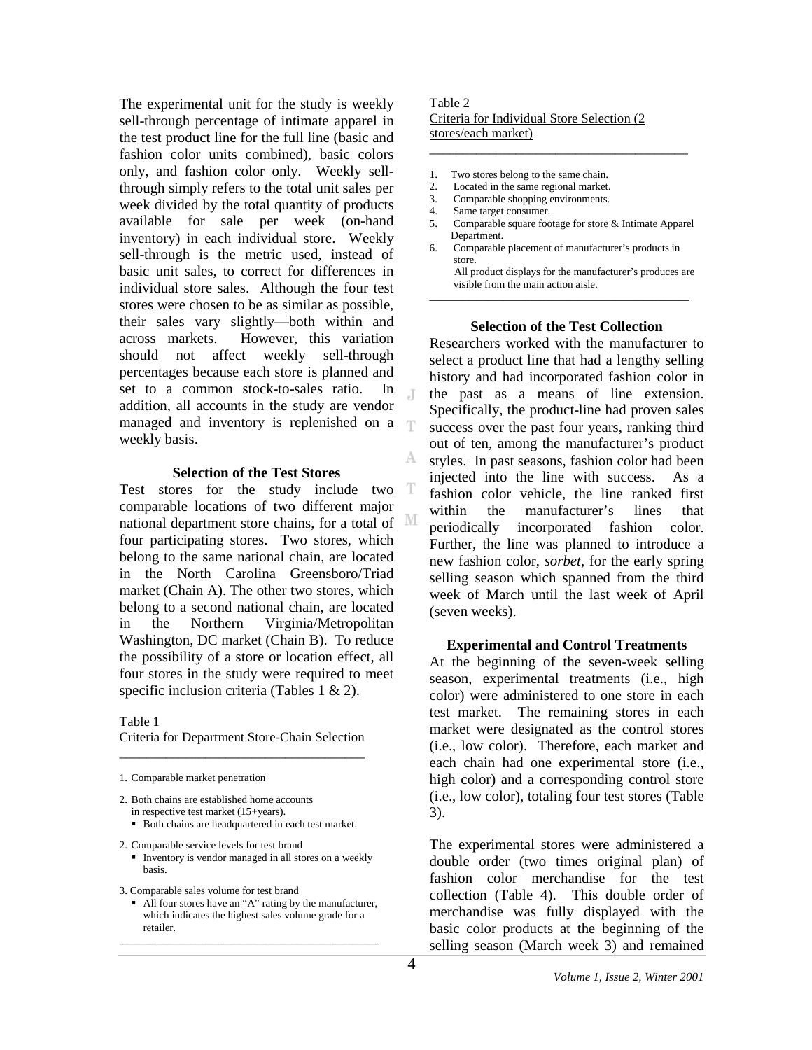The experimental unit for the study is weekly sell-through percentage of intimate apparel in the test product line for the full line (basic and fashion color units combined), basic colors only, and fashion color only. Weekly sell-through simply refers to the total unit sales per week divided by the total quantity of products available for sale per week (on-hand inventory) in each individual store. Weekly sell-through is the metric used, instead of basic unit sales, to correct for differences in individual store sales. Although the four test stores were chosen to be as similar as possible, their sales vary slightly—both within and across markets. However, this variation should not affect weekly sell-through percentages because each store is planned and set to a common stock-to-sales ratio. In addition, all accounts in the study are vendor managed and inventory is replenished on a weekly basis.

### Selection of the Test Stores

Test stores for the study include two comparable locations of two different major national department store chains, for a total of four participating stores. Two stores, which belong to the same national chain, are located in the North Carolina Greensboro/Triad market (Chain A). The other two stores, which belong to a second national chain, are located in the Northern Virginia/Metropolitan Washington, DC market (Chain B). To reduce the possibility of a store or location effect, all four stores in the study were required to meet specific inclusion criteria (Tables 1 & 2).

Table 1
Criteria for Department Store-Chain Selection

1. Comparable market penetration
2. Both chains are established home accounts in respective test market (15+years).
   - Both chains are headquartered in each test market.
2. Comparable service levels for test brand
   - Inventory is vendor managed in all stores on a weekly basis.
3. Comparable sales volume for test brand
   - All four stores have an "A" rating by the manufacturer, which indicates the highest sales volume grade for a retailer.

Table 2
Criteria for Individual Store Selection (2 stores/each market)

1. Two stores belong to the same chain.
2. Located in the same regional market.
3. Comparable shopping environments.
4. Same target consumer.
5. Comparable square footage for store & Intimate Apparel Department.
6. Comparable placement of manufacturer's products in store.
   All product displays for the manufacturer's produces are visible from the main action aisle.

### Selection of the Test Collection

Researchers worked with the manufacturer to select a product line that had a lengthy selling history and had incorporated fashion color in the past as a means of line extension. Specifically, the product-line had proven sales success over the past four years, ranking third out of ten, among the manufacturer's product styles. In past seasons, fashion color had been injected into the line with success. As a fashion color vehicle, the line ranked first within the manufacturer's lines that periodically incorporated fashion color. Further, the line was planned to introduce a new fashion color, *sorbet*, for the early spring selling season which spanned from the third week of March until the last week of April (seven weeks).

### Experimental and Control Treatments

At the beginning of the seven-week selling season, experimental treatments (i.e., high color) were administered to one store in each test market. The remaining stores in each market were designated as the control stores (i.e., low color). Therefore, each market and each chain had one experimental store (i.e., high color) and a corresponding control store (i.e., low color), totaling four test stores (Table 3).

The experimental stores were administered a double order (two times original plan) of fashion color merchandise for the test collection (Table 4). This double order of merchandise was fully displayed with the basic color products at the beginning of the selling season (March week 3) and remained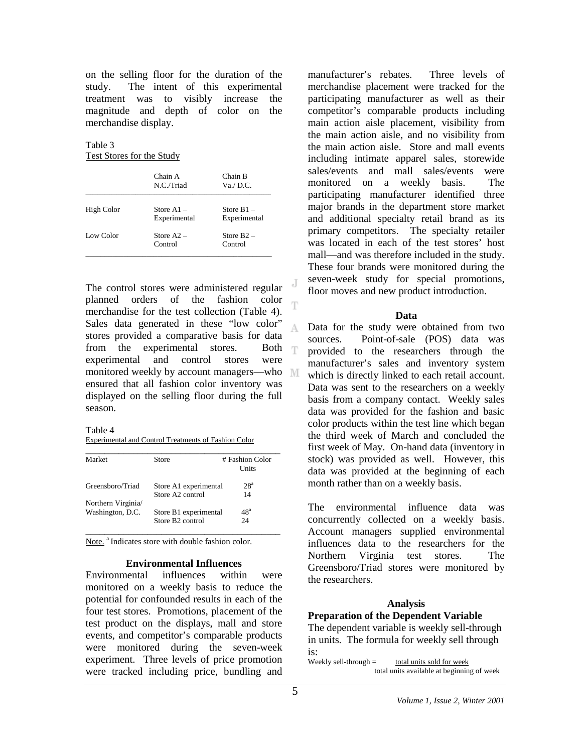on the selling floor for the duration of the study. The intent of this experimental treatment was to visibly increase the magnitude and depth of color on the merchandise display.

Table 3
Test Stores for the Study

| | Chain A N.C./Triad | Chain B Va./ D.C. |
|---|---|---|
| High Color | Store A1 – Experimental | Store B1 – Experimental |
| Low Color | Store A2 – Control | Store B2 – Control |

The control stores were administered regular planned orders of the fashion color merchandise for the test collection (Table 4). Sales data generated in these "low color" stores provided a comparative basis for data from the experimental stores. Both experimental and control stores were monitored weekly by account managers—who ensured that all fashion color inventory was displayed on the selling floor during the full season.

Table 4
Experimental and Control Treatments of Fashion Color

| Market | Store | # Fashion Color Units |
|---|---|---|
| Greensboro/Triad | Store A1 experimental | 28[a] |
| | Store A2 control | 14 |
| Northern Virginia/ Washington, D.C. | Store B1 experimental | 48[a] |
| | Store B2 control | 24 |

Note. [a] Indicates store with double fashion color.

### Environmental Influences

Environmental influences within were monitored on a weekly basis to reduce the potential for confounded results in each of the four test stores. Promotions, placement of the test product on the displays, mall and store events, and competitor's comparable products were monitored during the seven-week experiment. Three levels of price promotion were tracked including price, bundling and manufacturer's rebates. Three levels of merchandise placement were tracked for the participating manufacturer as well as their competitor's comparable products including main action aisle placement, visibility from the main action aisle, and no visibility from the main action aisle. Store and mall events including intimate apparel sales, storewide sales/events and mall sales/events were monitored on a weekly basis. The participating manufacturer identified three major brands in the department store market and additional specialty retail brand as its primary competitors. The specialty retailer was located in each of the test stores' host mall—and was therefore included in the study. These four brands were monitored during the seven-week study for special promotions, floor moves and new product introduction.

### Data

Data for the study were obtained from two sources. Point-of-sale (POS) data was provided to the researchers through the manufacturer's sales and inventory system which is directly linked to each retail account. Data was sent to the researchers on a weekly basis from a company contact. Weekly sales data was provided for the fashion and basic color products within the test line which began the third week of March and concluded the first week of May. On-hand data (inventory in stock) was provided as well. However, this data was provided at the beginning of each month rather than on a weekly basis.

The environmental influence data was concurrently collected on a weekly basis. Account managers supplied environmental influences data to the researchers for the Northern Virginia test stores. The Greensboro/Triad stores were monitored by the researchers.

## Analysis

### Preparation of the Dependent Variable

The dependent variable is weekly sell-through in units. The formula for weekly sell through is:

$$\text{Weekly sell-through} = \frac{\text{total units sold for week}}{\text{total units available at beginning of week}}$$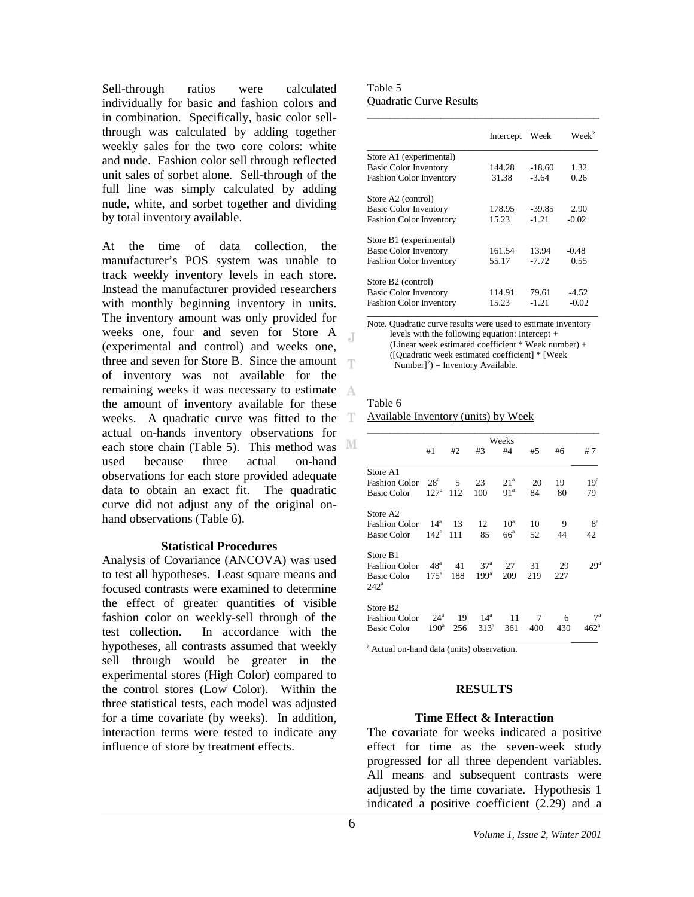Sell-through ratios were calculated individually for basic and fashion colors and in combination. Specifically, basic color sell-through was calculated by adding together weekly sales for the two core colors: white and nude. Fashion color sell through reflected unit sales of sorbet alone. Sell-through of the full line was simply calculated by adding nude, white, and sorbet together and dividing by total inventory available.

At the time of data collection, the manufacturer's POS system was unable to track weekly inventory levels in each store. Instead the manufacturer provided researchers with monthly beginning inventory in units. The inventory amount was only provided for weeks one, four and seven for Store A (experimental and control) and weeks one, three and seven for Store B. Since the amount of inventory was not available for the remaining weeks it was necessary to estimate the amount of inventory available for these weeks. A quadratic curve was fitted to the actual on-hands inventory observations for each store chain (Table 5). This method was used because three actual on-hand observations for each store provided adequate data to obtain an exact fit. The quadratic curve did not adjust any of the original on-hand observations (Table 6).

### Statistical Procedures

Analysis of Covariance (ANCOVA) was used to test all hypotheses. Least square means and focused contrasts were examined to determine the effect of greater quantities of visible fashion color on weekly-sell through of the test collection. In accordance with the hypotheses, all contrasts assumed that weekly sell through would be greater in the experimental stores (High Color) compared to the control stores (Low Color). Within the three statistical tests, each model was adjusted for a time covariate (by weeks). In addition, interaction terms were tested to indicate any influence of store by treatment effects.

Table 5
Quadratic Curve Results

| | Intercept | Week | Week$^2$ |
|---|---|---|---|
| Store A1 (experimental) | | | |
| Basic Color Inventory | 144.28 | -18.60 | 1.32 |
| Fashion Color Inventory | 31.38 | -3.64 | 0.26 |
| Store A2 (control) | | | |
| Basic Color Inventory | 178.95 | -39.85 | 2.90 |
| Fashion Color Inventory | 15.23 | -1.21 | -0.02 |
| Store B1 (experimental) | | | |
| Basic Color Inventory | 161.54 | 13.94 | -0.48 |
| Fashion Color Inventory | 55.17 | -7.72 | 0.55 |
| Store B2 (control) | | | |
| Basic Color Inventory | 114.91 | 79.61 | -4.52 |
| Fashion Color Inventory | 15.23 | -1.21 | -0.02 |

Note. Quadratic curve results were used to estimate inventory levels with the following equation: Intercept + (Linear week estimated coefficient * Week number) + ([Quadratic week estimated coefficient] * [Week Number]$^2$) = Inventory Available.

Table 6
Available Inventory (units) by Week

| | Weeks | | | | | | |
|---|---|---|---|---|---|---|---|
| | #1 | #2 | #3 | #4 | #5 | #6 | # 7 |
| Store A1 | | | | | | | |
| Fashion Color | 28[a] | 5 | 23 | 21[a] | 20 | 19 | 19[a] |
| Basic Color | 127[a] | 112 | 100 | 91[a] | 84 | 80 | 79 |
| Store A2 | | | | | | | |
| Fashion Color | 14[a] | 13 | 12 | 10[a] | 10 | 9 | 8[a] |
| Basic Color | 142[a] | 111 | 85 | 66[a] | 52 | 44 | 42 |
| Store B1 | | | | | | | |
| Fashion Color | 48[a] | 41 | 37[a] | 27 | 31 | 29 | 29[a] |
| Basic Color | 175[a] | 188 | 199[a] | 209 | 219 | 227 | 242[a] |
| Store B2 | | | | | | | |
| Fashion Color | 24[a] | 19 | 14[a] | 11 | 7 | 6 | 7[a] |
| Basic Color | 190[a] | 256 | 313[a] | 361 | 400 | 430 | 462[a] |

[a] Actual on-hand data (units) observation.

## RESULTS

### Time Effect & Interaction

The covariate for weeks indicated a positive effect for time as the seven-week study progressed for all three dependent variables. All means and subsequent contrasts were adjusted by the time covariate. Hypothesis 1 indicated a positive coefficient (2.29) and a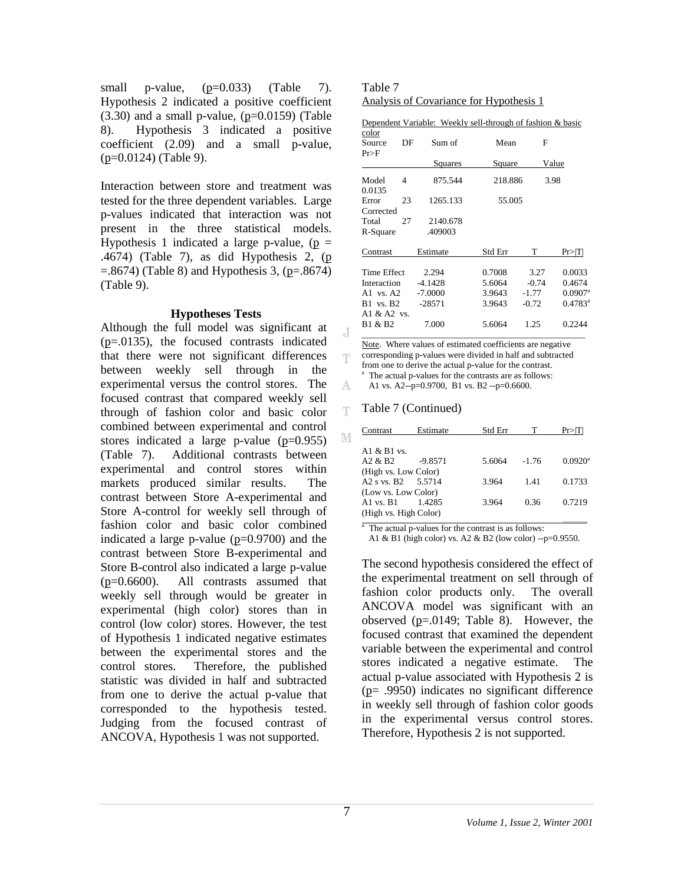small p-value, (p=0.033) (Table 7). Hypothesis 2 indicated a positive coefficient (3.30) and a small p-value, (p=0.0159) (Table 8). Hypothesis 3 indicated a positive coefficient (2.09) and a small p-value, (p=0.0124) (Table 9).

Interaction between store and treatment was tested for the three dependent variables. Large p-values indicated that interaction was not present in the three statistical models. Hypothesis 1 indicated a large p-value, (p = .4674) (Table 7), as did Hypothesis 2, (p =.8674) (Table 8) and Hypothesis 3, (p=.8674) (Table 9).

### Hypotheses Tests

Although the full model was significant at (p=.0135), the focused contrasts indicated that there were not significant differences between weekly sell through in the experimental versus the control stores. The focused contrast that compared weekly sell through of fashion color and basic color combined between experimental and control stores indicated a large p-value (p=0.955) (Table 7). Additional contrasts between experimental and control stores within markets produced similar results. The contrast between Store A-experimental and Store A-control for weekly sell through of fashion color and basic color combined indicated a large p-value (p=0.9700) and the contrast between Store B-experimental and Store B-control also indicated a large p-value (p=0.6600). All contrasts assumed that weekly sell through would be greater in experimental (high color) stores than in control (low color) stores. However, the test of Hypothesis 1 indicated negative estimates between the experimental stores and the control stores. Therefore, the published statistic was divided in half and subtracted from one to derive the actual p-value that corresponded to the hypothesis tested. Judging from the focused contrast of ANCOVA, Hypothesis 1 was not supported.

Table 7
Analysis of Covariance for Hypothesis 1

Dependent Variable: Weekly sell-through of fashion & basic color

| Source | DF | Sum of Squares | Mean Square | F Value | Pr>F |
|---|---|---|---|---|---|
| Model | 4 | 875.544 | 218.886 | 3.98 | 0.0135 |
| Error | 23 | 1265.133 | 55.005 | | |
| Corrected Total | 27 | 2140.678 | | | |
| R-Square | | .409003 | | | |

| Contrast | Estimate | Std Err | T | Pr>\|T\| |
|---|---|---|---|---|
| Time Effect | 2.294 | 0.7008 | 3.27 | 0.0033 |
| Interaction | -4.1428 | 5.6064 | -0.74 | 0.4674 |
| A1 vs. A2 | -7.0000 | 3.9643 | -1.77 | 0.0907[a] |
| B1 vs. B2 | -28571 | 3.9643 | -0.72 | 0.4783[a] |
| A1 & A2 vs. B1 & B2 | 7.000 | 5.6064 | 1.25 | 0.2244 |

Note. Where values of estimated coefficients are negative corresponding p-values were divided in half and subtracted from one to derive the actual p-value for the contrast.
[a] The actual p-values for the contrasts are as follows:
A1 vs. A2--p=0.9700, B1 vs. B2 --p=0.6600.

Table 7 (Continued)

| Contrast | Estimate | Std Err | T | Pr>\|T\| |
|---|---|---|---|---|
| A1 & B1 vs. A2 & B2 (High vs. Low Color) | -9.8571 | 5.6064 | -1.76 | 0.0920[a] |
| A2 s vs. B2 (Low vs. Low Color) | 5.5714 | 3.964 | 1.41 | 0.1733 |
| A1 vs. B1 (High vs. High Color) | 1.4285 | 3.964 | 0.36 | 0.7219 |

[a] The actual p-values for the contrast is as follows:
A1 & B1 (high color) vs. A2 & B2 (low color) --p=0.9550.

The second hypothesis considered the effect of the experimental treatment on sell through of fashion color products only. The overall ANCOVA model was significant with an observed (p=.0149; Table 8). However, the focused contrast that examined the dependent variable between the experimental and control stores indicated a negative estimate. The actual p-value associated with Hypothesis 2 is (p= .9950) indicates no significant difference in weekly sell through of fashion color goods in the experimental versus control stores. Therefore, Hypothesis 2 is not supported.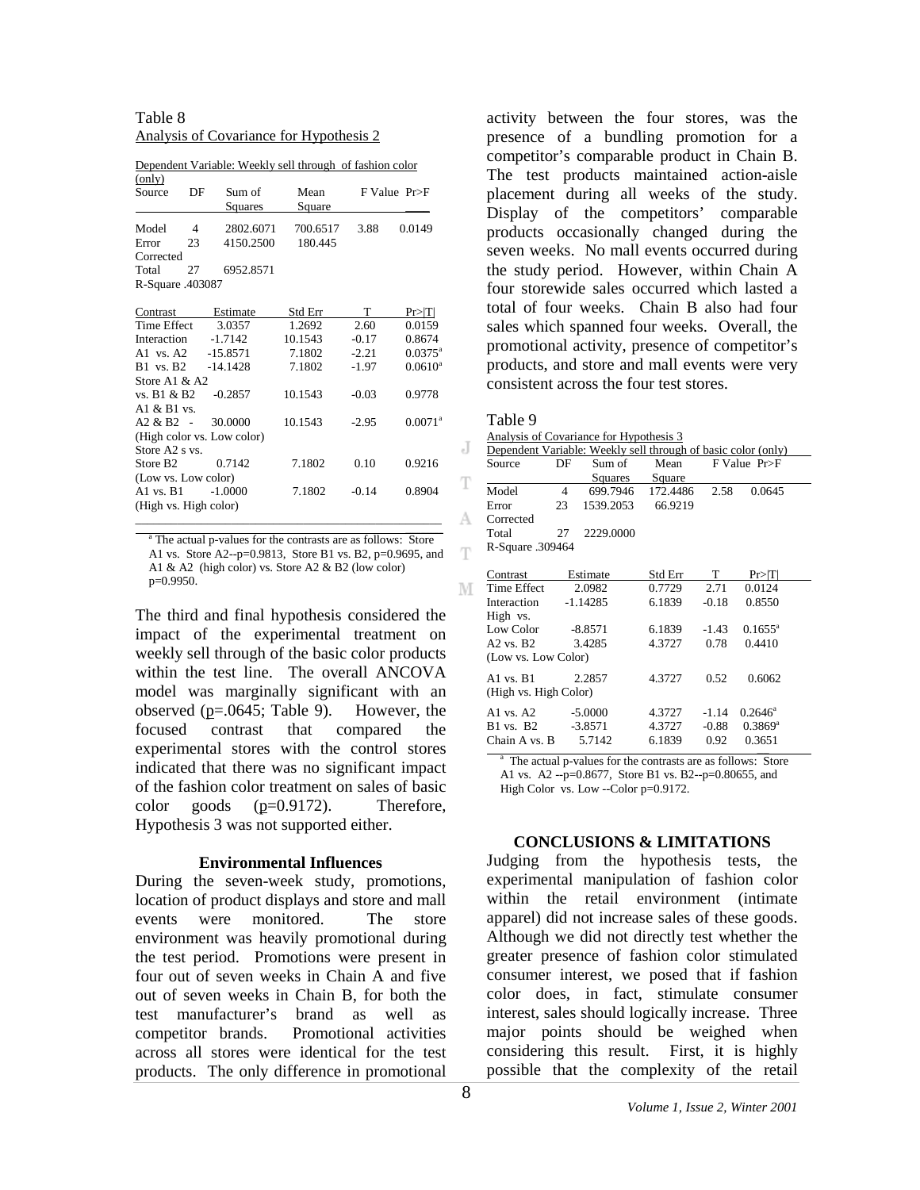Table 8
Analysis of Covariance for Hypothesis 2

Dependent Variable: Weekly sell through of fashion color (only)

| Source | DF | Sum of Squares | Mean Square | F Value | Pr>F |
|---|---|---|---|---|---|
| Model | 4 | 2802.6071 | 700.6517 | 3.88 | 0.0149 |
| Error | 23 | 4150.2500 | 180.445 | | |
| Corrected Total | 27 | 6952.8571 | | | |

R-Square .403087

| Contrast | Estimate | Std Err | T | Pr>\|T\| |
|---|---|---|---|---|
| Time Effect | 3.0357 | 1.2692 | 2.60 | 0.0159 |
| Interaction | -1.7142 | 10.1543 | -0.17 | 0.8674 |
| A1 vs. A2 | -15.8571 | 7.1802 | -2.21 | 0.0375[a] |
| B1 vs. B2 | -14.1428 | 7.1802 | -1.97 | 0.0610[a] |
| Store A1 & A2 vs. B1 & B2 | -0.2857 | 10.1543 | -0.03 | 0.9778 |
| A1 & B1 vs. A2 & B2 - (High color vs. Low color) | 30.0000 | 10.1543 | -2.95 | 0.0071[a] |
| Store A2 s vs. Store B2 (Low vs. Low color) | 0.7142 | 7.1802 | 0.10 | 0.9216 |
| A1 vs. B1 (High vs. High color) | -1.0000 | 7.1802 | -0.14 | 0.8904 |

[a] The actual p-values for the contrasts are as follows: Store A1 vs. Store A2--p=0.9813, Store B1 vs. B2, p=0.9695, and A1 & A2 (high color) vs. Store A2 & B2 (low color) p=0.9950.

The third and final hypothesis considered the impact of the experimental treatment on weekly sell through of the basic color products within the test line. The overall ANCOVA model was marginally significant with an observed (p=.0645; Table 9). However, the focused contrast that compared the experimental stores with the control stores indicated that there was no significant impact of the fashion color treatment on sales of basic color goods (p=0.9172). Therefore, Hypothesis 3 was not supported either.

### Environmental Influences

During the seven-week study, promotions, location of product displays and store and mall events were monitored. The store environment was heavily promotional during the test period. Promotions were present in four out of seven weeks in Chain A and five out of seven weeks in Chain B, for both the test manufacturer's brand as well as competitor brands. Promotional activities across all stores were identical for the test products. The only difference in promotional activity between the four stores, was the presence of a bundling promotion for a competitor's comparable product in Chain B. The test products maintained action-aisle placement during all weeks of the study. Display of the competitors' comparable products occasionally changed during the seven weeks. No mall events occurred during the study period. However, within Chain A four storewide sales occurred which lasted a total of four weeks. Chain B also had four sales which spanned four weeks. Overall, the promotional activity, presence of competitor's products, and store and mall events were very consistent across the four test stores.

Table 9
Analysis of Covariance for Hypothesis 3

Dependent Variable: Weekly sell through of basic color (only)

| Source | DF | Sum of Squares | Mean Square | F Value | Pr>F |
|---|---|---|---|---|---|
| Model | 4 | 699.7946 | 172.4486 | 2.58 | 0.0645 |
| Error | 23 | 1539.2053 | 66.9219 | | |
| Corrected Total | 27 | 2229.0000 | | | |

R-Square .309464

| Contrast | Estimate | Std Err | T | Pr>\|T\| |
|---|---|---|---|---|
| Time Effect | 2.0982 | 0.7729 | 2.71 | 0.0124 |
| Interaction | -1.14285 | 6.1839 | -0.18 | 0.8550 |
| High vs. Low Color | -8.8571 | 6.1839 | -1.43 | 0.1655[a] |
| A2 vs. B2 (Low vs. Low Color) | 3.4285 | 4.3727 | 0.78 | 0.4410 |
| A1 vs. B1 (High vs. High Color) | 2.2857 | 4.3727 | 0.52 | 0.6062 |
| A1 vs. A2 | -5.0000 | 4.3727 | -1.14 | 0.2646[a] |
| B1 vs. B2 | -3.8571 | 4.3727 | -0.88 | 0.3869[a] |
| Chain A vs. B | 5.7142 | 6.1839 | 0.92 | 0.3651 |

[a] The actual p-values for the contrasts are as follows: Store A1 vs. A2 --p=0.8677, Store B1 vs. B2--p=0.80655, and High Color vs. Low --Color p=0.9172.

## CONCLUSIONS & LIMITATIONS

Judging from the hypothesis tests, the experimental manipulation of fashion color within the retail environment (intimate apparel) did not increase sales of these goods. Although we did not directly test whether the greater presence of fashion color stimulated consumer interest, we posed that if fashion color does, in fact, stimulate consumer interest, sales should logically increase. Three major points should be weighed when considering this result. First, it is highly possible that the complexity of the retail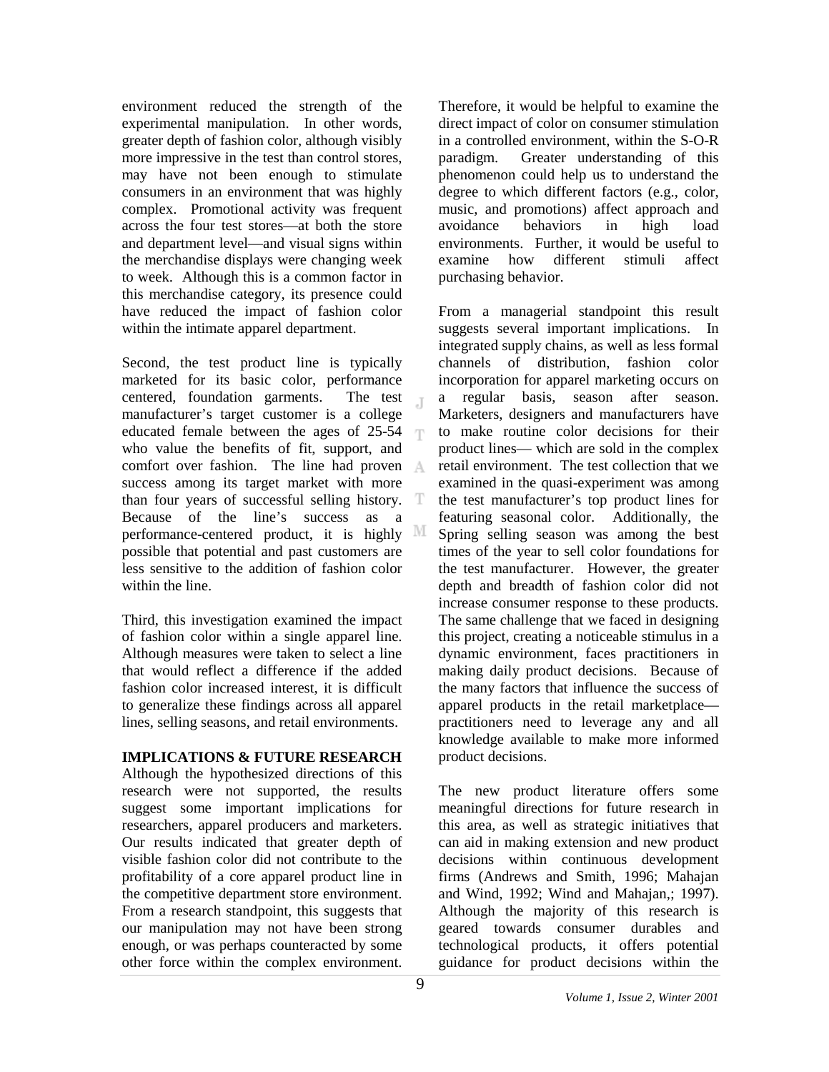environment reduced the strength of the experimental manipulation. In other words, greater depth of fashion color, although visibly more impressive in the test than control stores, may have not been enough to stimulate consumers in an environment that was highly complex. Promotional activity was frequent across the four test stores—at both the store and department level—and visual signs within the merchandise displays were changing week to week. Although this is a common factor in this merchandise category, its presence could have reduced the impact of fashion color within the intimate apparel department.

Second, the test product line is typically marketed for its basic color, performance centered, foundation garments. The test manufacturer's target customer is a college educated female between the ages of 25-54 who value the benefits of fit, support, and comfort over fashion. The line had proven success among its target market with more than four years of successful selling history. Because of the line's success as a performance-centered product, it is highly possible that potential and past customers are less sensitive to the addition of fashion color within the line.

Third, this investigation examined the impact of fashion color within a single apparel line. Although measures were taken to select a line that would reflect a difference if the added fashion color increased interest, it is difficult to generalize these findings across all apparel lines, selling seasons, and retail environments.

## IMPLICATIONS & FUTURE RESEARCH

Although the hypothesized directions of this research were not supported, the results suggest some important implications for researchers, apparel producers and marketers. Our results indicated that greater depth of visible fashion color did not contribute to the profitability of a core apparel product line in the competitive department store environment. From a research standpoint, this suggests that our manipulation may not have been strong enough, or was perhaps counteracted by some other force within the complex environment. Therefore, it would be helpful to examine the direct impact of color on consumer stimulation in a controlled environment, within the S-O-R paradigm. Greater understanding of this phenomenon could help us to understand the degree to which different factors (e.g., color, music, and promotions) affect approach and avoidance behaviors in high load environments. Further, it would be useful to examine how different stimuli affect purchasing behavior.

From a managerial standpoint this result suggests several important implications. In integrated supply chains, as well as less formal channels of distribution, fashion color incorporation for apparel marketing occurs on a regular basis, season after season. Marketers, designers and manufacturers have to make routine color decisions for their product lines— which are sold in the complex retail environment. The test collection that we examined in the quasi-experiment was among the test manufacturer's top product lines for featuring seasonal color. Additionally, the Spring selling season was among the best times of the year to sell color foundations for the test manufacturer. However, the greater depth and breadth of fashion color did not increase consumer response to these products. The same challenge that we faced in designing this project, creating a noticeable stimulus in a dynamic environment, faces practitioners in making daily product decisions. Because of the many factors that influence the success of apparel products in the retail marketplace—practitioners need to leverage any and all knowledge available to make more informed product decisions.

The new product literature offers some meaningful directions for future research in this area, as well as strategic initiatives that can aid in making extension and new product decisions within continuous development firms (Andrews and Smith, 1996; Mahajan and Wind, 1992; Wind and Mahajan,; 1997). Although the majority of this research is geared towards consumer durables and technological products, it offers potential guidance for product decisions within the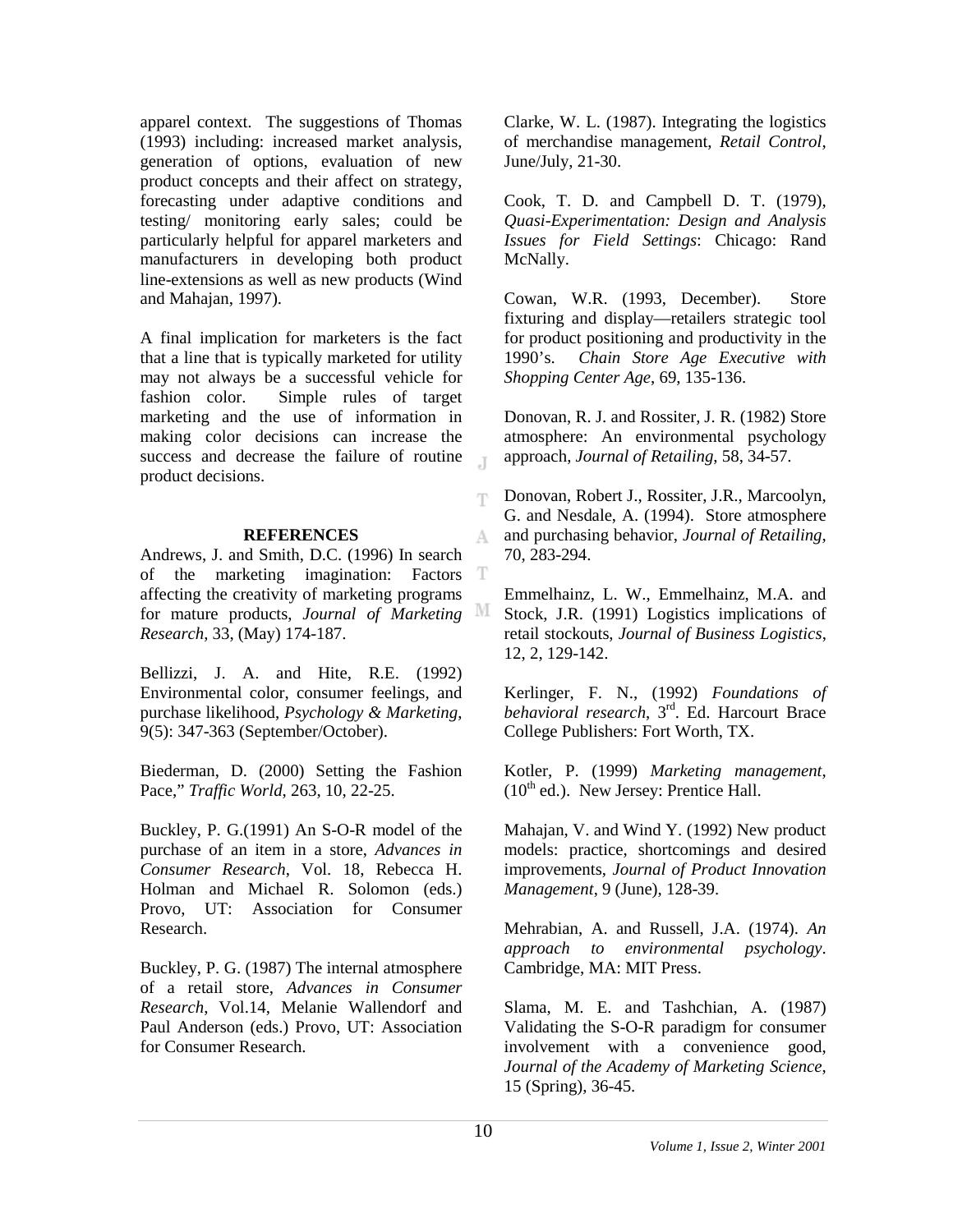apparel context. The suggestions of Thomas (1993) including: increased market analysis, generation of options, evaluation of new product concepts and their affect on strategy, forecasting under adaptive conditions and testing/ monitoring early sales; could be particularly helpful for apparel marketers and manufacturers in developing both product line-extensions as well as new products (Wind and Mahajan, 1997).

A final implication for marketers is the fact that a line that is typically marketed for utility may not always be a successful vehicle for fashion color. Simple rules of target marketing and the use of information in making color decisions can increase the success and decrease the failure of routine product decisions.

## REFERENCES

Andrews, J. and Smith, D.C. (1996) In search of the marketing imagination: Factors affecting the creativity of marketing programs for mature products, *Journal of Marketing Research*, 33, (May) 174-187.

Bellizzi, J. A. and Hite, R.E. (1992) Environmental color, consumer feelings, and purchase likelihood, *Psychology & Marketing*, 9(5): 347-363 (September/October).

Biederman, D. (2000) Setting the Fashion Pace," *Traffic World*, 263, 10, 22-25.

Buckley, P. G.(1991) An S-O-R model of the purchase of an item in a store, *Advances in Consumer Research*, Vol. 18, Rebecca H. Holman and Michael R. Solomon (eds.) Provo, UT: Association for Consumer Research.

Buckley, P. G. (1987) The internal atmosphere of a retail store, *Advances in Consumer Research*, Vol.14, Melanie Wallendorf and Paul Anderson (eds.) Provo, UT: Association for Consumer Research.

Clarke, W. L. (1987). Integrating the logistics of merchandise management, *Retail Control*, June/July, 21-30.

Cook, T. D. and Campbell D. T. (1979), *Quasi-Experimentation: Design and Analysis Issues for Field Settings*: Chicago: Rand McNally.

Cowan, W.R. (1993, December). Store fixturing and display—retailers strategic tool for product positioning and productivity in the 1990's. *Chain Store Age Executive with Shopping Center Age*, 69, 135-136.

Donovan, R. J. and Rossiter, J. R. (1982) Store atmosphere: An environmental psychology approach, *Journal of Retailing*, 58, 34-57.

Donovan, Robert J., Rossiter, J.R., Marcoolyn, G. and Nesdale, A. (1994). Store atmosphere and purchasing behavior, *Journal of Retailing*, 70, 283-294.

Emmelhainz, L. W., Emmelhainz, M.A. and Stock, J.R. (1991) Logistics implications of retail stockouts, *Journal of Business Logistics*, 12, 2, 129-142.

Kerlinger, F. N., (1992) *Foundations of behavioral research*, 3rd. Ed. Harcourt Brace College Publishers: Fort Worth, TX.

Kotler, P. (1999) *Marketing management*, (10th ed.). New Jersey: Prentice Hall.

Mahajan, V. and Wind Y. (1992) New product models: practice, shortcomings and desired improvements, *Journal of Product Innovation Management*, 9 (June), 128-39.

Mehrabian, A. and Russell, J.A. (1974). *An approach to environmental psychology*. Cambridge, MA: MIT Press.

Slama, M. E. and Tashchian, A. (1987) Validating the S-O-R paradigm for consumer involvement with a convenience good, *Journal of the Academy of Marketing Science*, 15 (Spring), 36-45.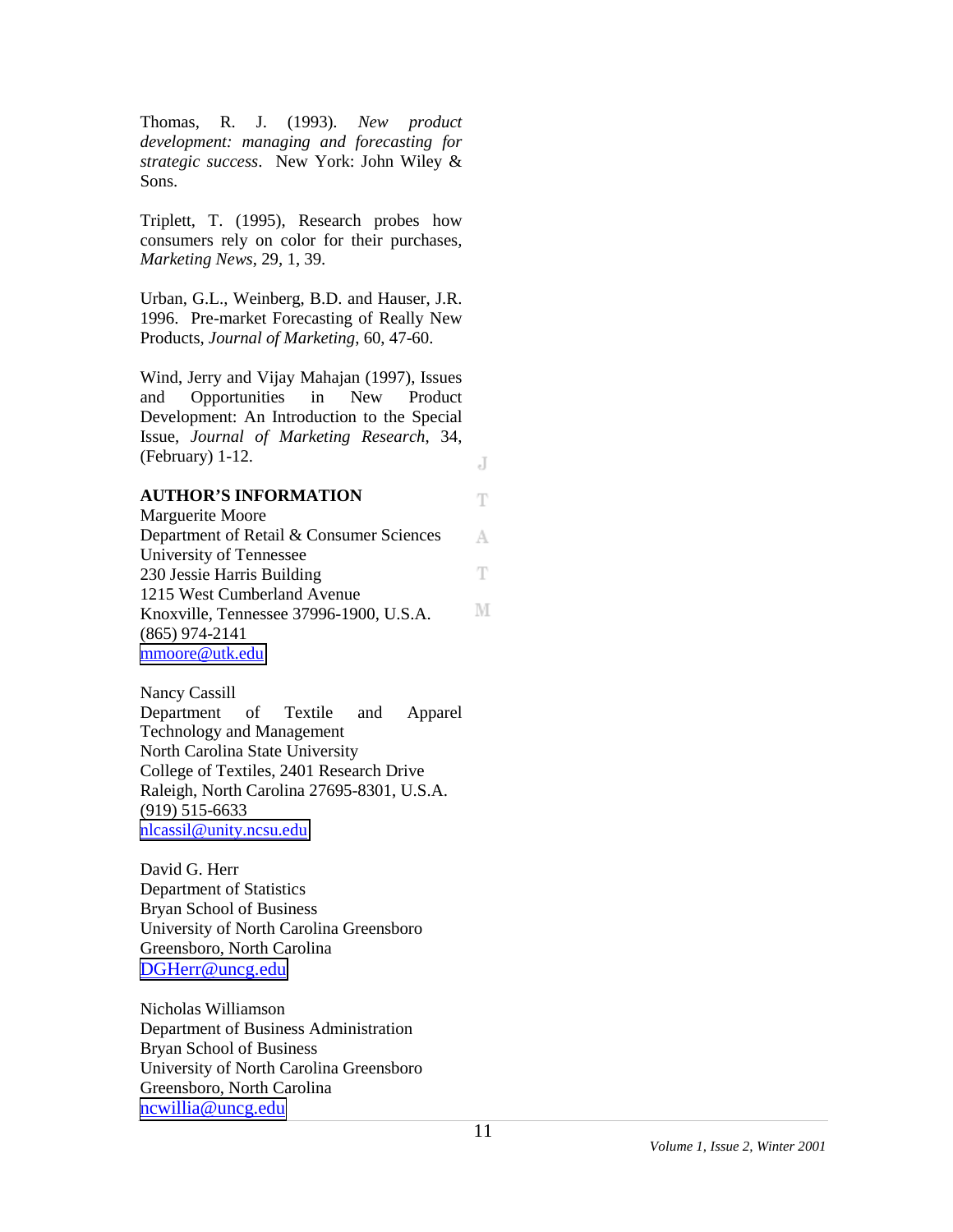Thomas, R. J. (1993). *New product development: managing and forecasting for strategic success*. New York: John Wiley & Sons.

Triplett, T. (1995), Research probes how consumers rely on color for their purchases, *Marketing News*, 29, 1, 39.

Urban, G.L., Weinberg, B.D. and Hauser, J.R. 1996. Pre-market Forecasting of Really New Products, *Journal of Marketing*, 60, 47-60.

Wind, Jerry and Vijay Mahajan (1997), Issues and Opportunities in New Product Development: An Introduction to the Special Issue, *Journal of Marketing Research*, 34, (February) 1-12.

**AUTHOR'S INFORMATION**

Marguerite Moore
Department of Retail & Consumer Sciences
University of Tennessee
230 Jessie Harris Building
1215 West Cumberland Avenue
Knoxville, Tennessee 37996-1900, U.S.A.
(865) 974-2141
mmoore@utk.edu

Nancy Cassill
Department of Textile and Apparel Technology and Management
North Carolina State University
College of Textiles, 2401 Research Drive
Raleigh, North Carolina 27695-8301, U.S.A.
(919) 515-6633
nlcassil@unity.ncsu.edu

David G. Herr
Department of Statistics
Bryan School of Business
University of North Carolina Greensboro
Greensboro, North Carolina
DGHerr@uncg.edu

Nicholas Williamson
Department of Business Administration
Bryan School of Business
University of North Carolina Greensboro
Greensboro, North Carolina
ncwillia@uncg.edu